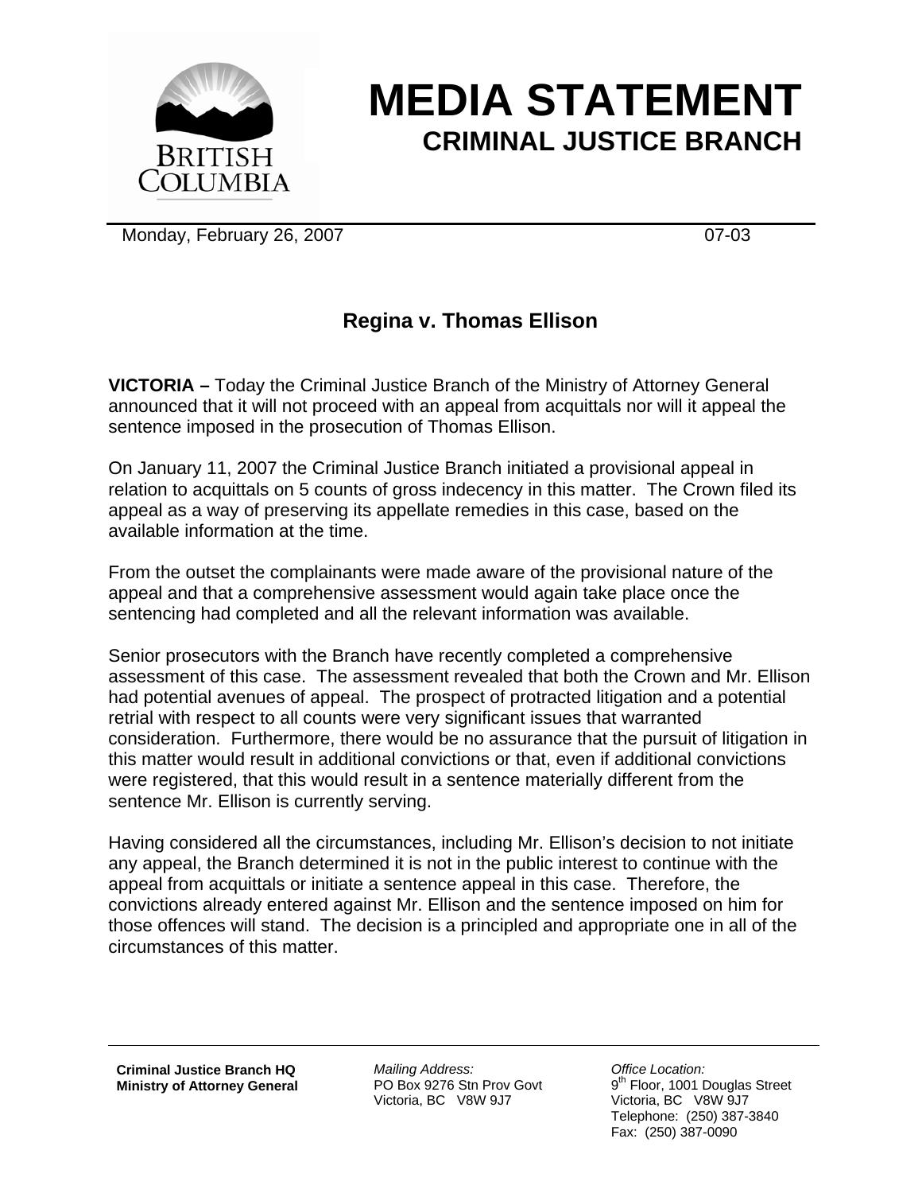# MEDIA STATEMENT
## CRIMINAL JUSTICE BRANCH

BRITISH COLUMBIA

Monday, February 26, 2007 07-03

### Regina v. Thomas Ellison

**VICTORIA –** Today the Criminal Justice Branch of the Ministry of Attorney General announced that it will not proceed with an appeal from acquittals nor will it appeal the sentence imposed in the prosecution of Thomas Ellison.

On January 11, 2007 the Criminal Justice Branch initiated a provisional appeal in relation to acquittals on 5 counts of gross indecency in this matter. The Crown filed its appeal as a way of preserving its appellate remedies in this case, based on the available information at the time.

From the outset the complainants were made aware of the provisional nature of the appeal and that a comprehensive assessment would again take place once the sentencing had completed and all the relevant information was available.

Senior prosecutors with the Branch have recently completed a comprehensive assessment of this case. The assessment revealed that both the Crown and Mr. Ellison had potential avenues of appeal. The prospect of protracted litigation and a potential retrial with respect to all counts were very significant issues that warranted consideration. Furthermore, there would be no assurance that the pursuit of litigation in this matter would result in additional convictions or that, even if additional convictions were registered, that this would result in a sentence materially different from the sentence Mr. Ellison is currently serving.

Having considered all the circumstances, including Mr. Ellison's decision to not initiate any appeal, the Branch determined it is not in the public interest to continue with the appeal from acquittals or initiate a sentence appeal in this case. Therefore, the convictions already entered against Mr. Ellison and the sentence imposed on him for those offences will stand. The decision is a principled and appropriate one in all of the circumstances of this matter.

**Criminal Justice Branch HQ**
**Ministry of Attorney General**

*Mailing Address:*
PO Box 9276 Stn Prov Govt
Victoria, BC V8W 9J7

*Office Location:*
9th Floor, 1001 Douglas Street
Victoria, BC V8W 9J7
Telephone: (250) 387-3840
Fax: (250) 387-0090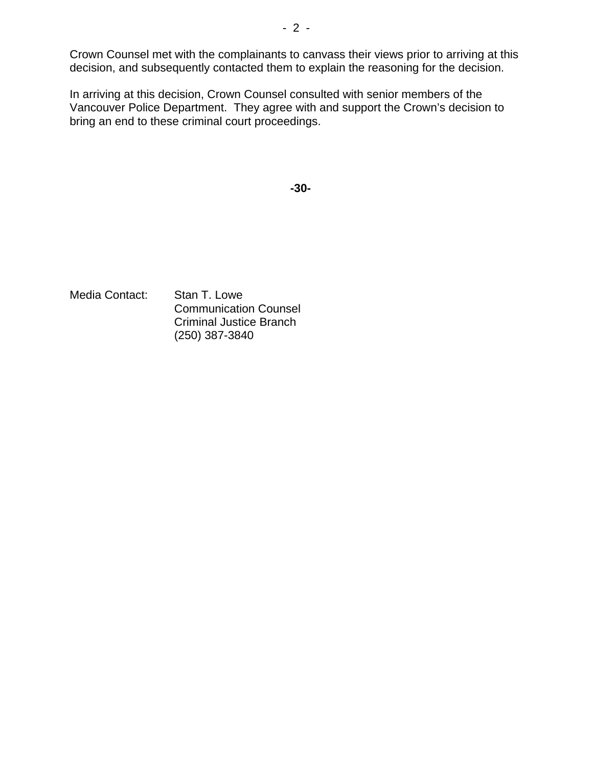Crown Counsel met with the complainants to canvass their views prior to arriving at this decision, and subsequently contacted them to explain the reasoning for the decision.

In arriving at this decision, Crown Counsel consulted with senior members of the Vancouver Police Department. They agree with and support the Crown's decision to bring an end to these criminal court proceedings.

**-30-**

Media Contact: Stan T. Lowe
Communication Counsel
Criminal Justice Branch
(250) 387-3840